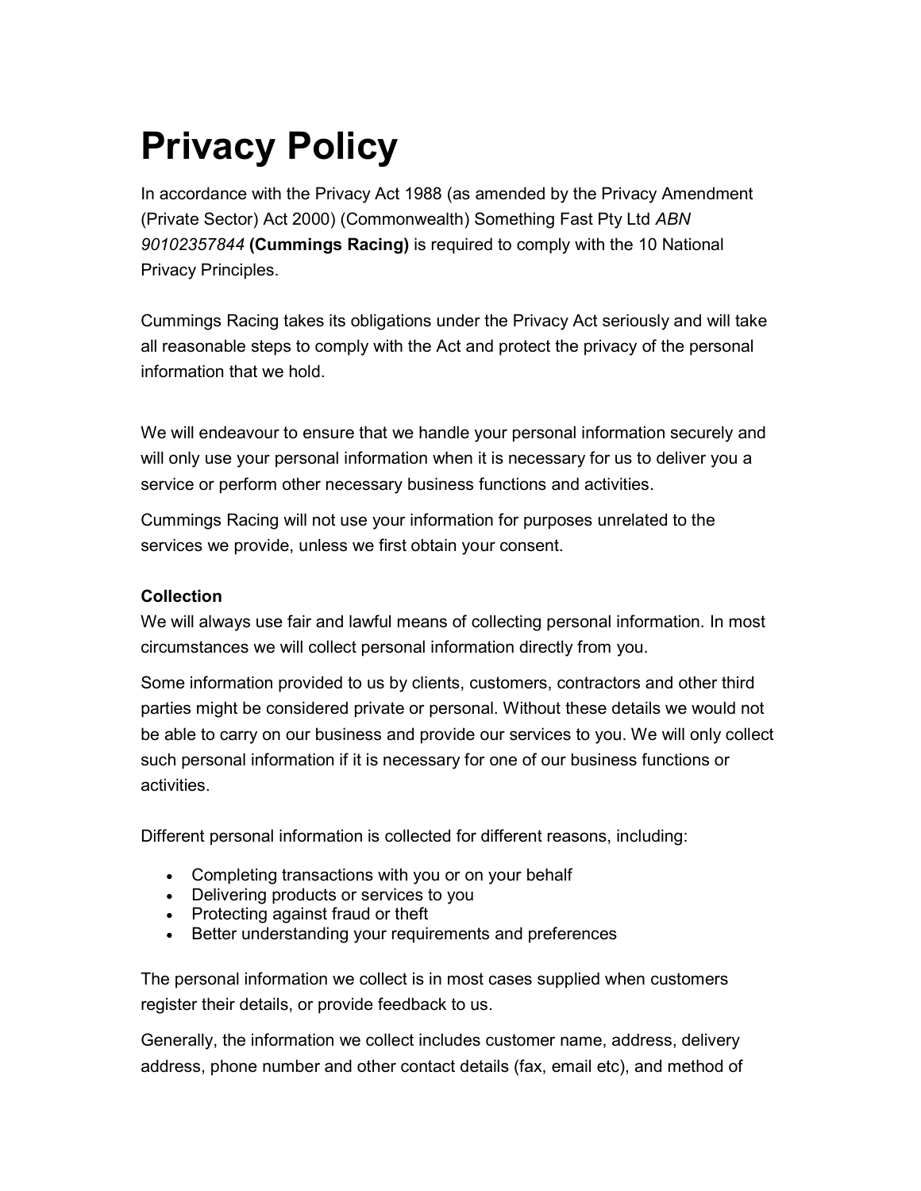# Privacy Policy

In accordance with the Privacy Act 1988 (as amended by the Privacy Amendment (Private Sector) Act 2000) (Commonwealth) Something Fast Pty Ltd *ABN 90102357844* **(Cummings Racing)** is required to comply with the 10 National Privacy Principles.

Cummings Racing takes its obligations under the Privacy Act seriously and will take all reasonable steps to comply with the Act and protect the privacy of the personal information that we hold.

We will endeavour to ensure that we handle your personal information securely and will only use your personal information when it is necessary for us to deliver you a service or perform other necessary business functions and activities.

Cummings Racing will not use your information for purposes unrelated to the services we provide, unless we first obtain your consent.

**Collection**

We will always use fair and lawful means of collecting personal information. In most circumstances we will collect personal information directly from you.

Some information provided to us by clients, customers, contractors and other third parties might be considered private or personal. Without these details we would not be able to carry on our business and provide our services to you. We will only collect such personal information if it is necessary for one of our business functions or activities.

Different personal information is collected for different reasons, including:

- Completing transactions with you or on your behalf
- Delivering products or services to you
- Protecting against fraud or theft
- Better understanding your requirements and preferences

The personal information we collect is in most cases supplied when customers register their details, or provide feedback to us.

Generally, the information we collect includes customer name, address, delivery address, phone number and other contact details (fax, email etc), and method of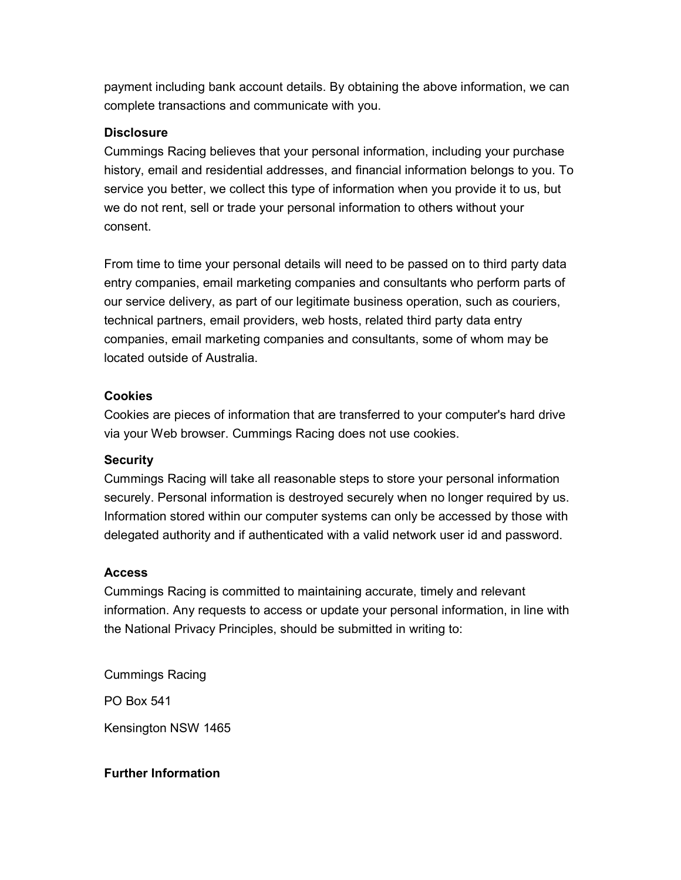payment including bank account details. By obtaining the above information, we can complete transactions and communicate with you.

**Disclosure**

Cummings Racing believes that your personal information, including your purchase history, email and residential addresses, and financial information belongs to you. To service you better, we collect this type of information when you provide it to us, but we do not rent, sell or trade your personal information to others without your consent.

From time to time your personal details will need to be passed on to third party data entry companies, email marketing companies and consultants who perform parts of our service delivery, as part of our legitimate business operation, such as couriers, technical partners, email providers, web hosts, related third party data entry companies, email marketing companies and consultants, some of whom may be located outside of Australia.

**Cookies**

Cookies are pieces of information that are transferred to your computer's hard drive via your Web browser. Cummings Racing does not use cookies.

**Security**

Cummings Racing will take all reasonable steps to store your personal information securely. Personal information is destroyed securely when no longer required by us. Information stored within our computer systems can only be accessed by those with delegated authority and if authenticated with a valid network user id and password.

**Access**

Cummings Racing is committed to maintaining accurate, timely and relevant information. Any requests to access or update your personal information, in line with the National Privacy Principles, should be submitted in writing to:

Cummings Racing

PO Box 541

Kensington NSW 1465

**Further Information**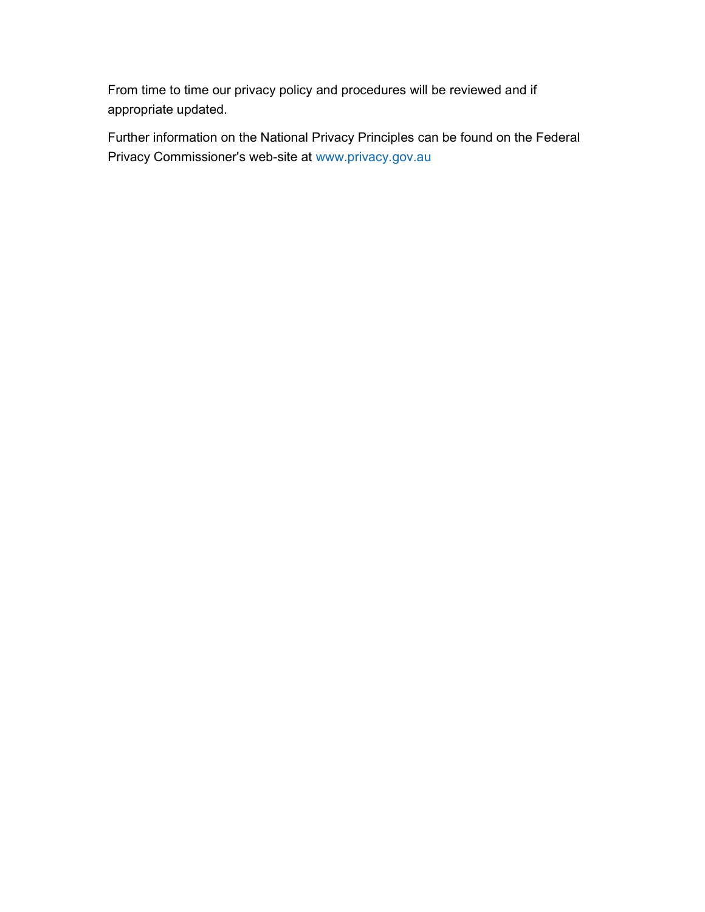From time to time our privacy policy and procedures will be reviewed and if appropriate updated.

Further information on the National Privacy Principles can be found on the Federal Privacy Commissioner's web-site at www.privacy.gov.au